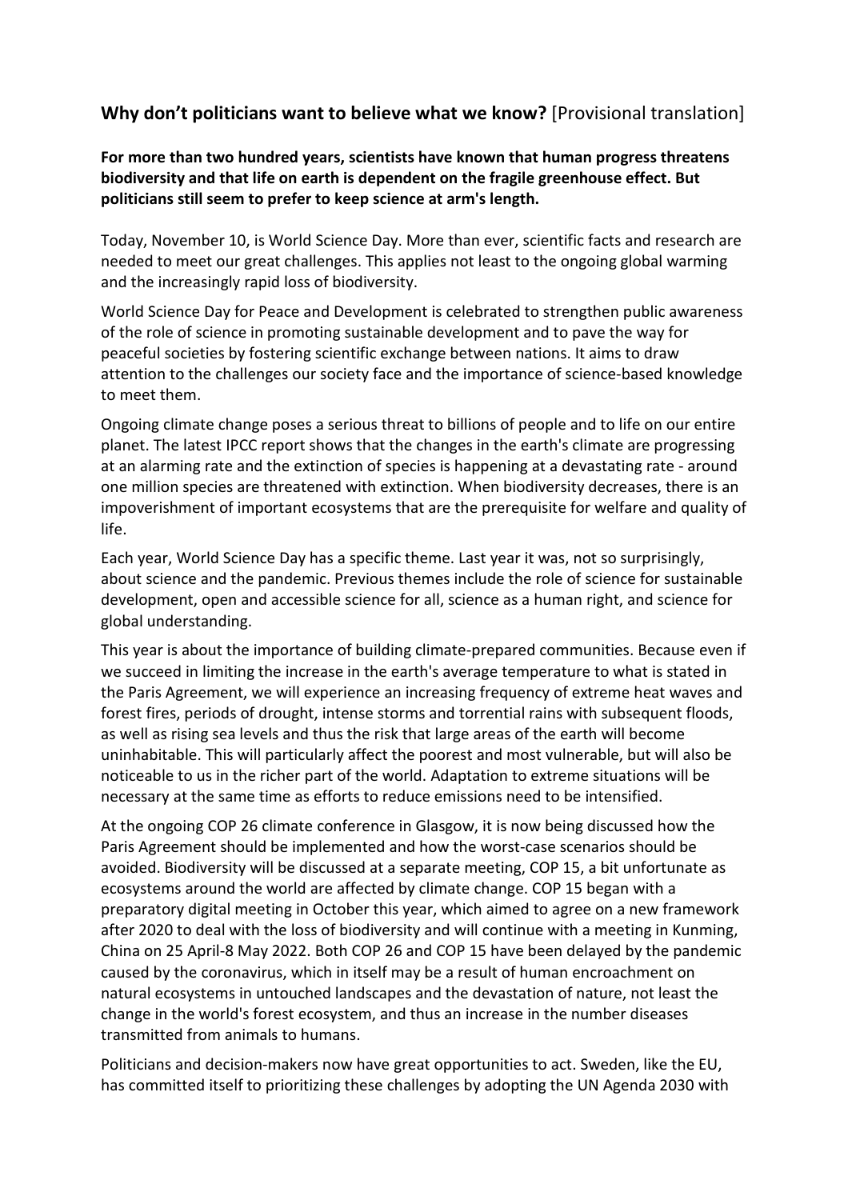## Why don't politicians want to believe what we know? [Provisional translation]

**For more than two hundred years, scientists have known that human progress threatens biodiversity and that life on earth is dependent on the fragile greenhouse effect. But politicians still seem to prefer to keep science at arm's length.**

Today, November 10, is World Science Day. More than ever, scientific facts and research are needed to meet our great challenges. This applies not least to the ongoing global warming and the increasingly rapid loss of biodiversity.

World Science Day for Peace and Development is celebrated to strengthen public awareness of the role of science in promoting sustainable development and to pave the way for peaceful societies by fostering scientific exchange between nations. It aims to draw attention to the challenges our society face and the importance of science-based knowledge to meet them.

Ongoing climate change poses a serious threat to billions of people and to life on our entire planet. The latest IPCC report shows that the changes in the earth's climate are progressing at an alarming rate and the extinction of species is happening at a devastating rate - around one million species are threatened with extinction. When biodiversity decreases, there is an impoverishment of important ecosystems that are the prerequisite for welfare and quality of life.

Each year, World Science Day has a specific theme. Last year it was, not so surprisingly, about science and the pandemic. Previous themes include the role of science for sustainable development, open and accessible science for all, science as a human right, and science for global understanding.

This year is about the importance of building climate-prepared communities. Because even if we succeed in limiting the increase in the earth's average temperature to what is stated in the Paris Agreement, we will experience an increasing frequency of extreme heat waves and forest fires, periods of drought, intense storms and torrential rains with subsequent floods, as well as rising sea levels and thus the risk that large areas of the earth will become uninhabitable. This will particularly affect the poorest and most vulnerable, but will also be noticeable to us in the richer part of the world. Adaptation to extreme situations will be necessary at the same time as efforts to reduce emissions need to be intensified.

At the ongoing COP 26 climate conference in Glasgow, it is now being discussed how the Paris Agreement should be implemented and how the worst-case scenarios should be avoided. Biodiversity will be discussed at a separate meeting, COP 15, a bit unfortunate as ecosystems around the world are affected by climate change. COP 15 began with a preparatory digital meeting in October this year, which aimed to agree on a new framework after 2020 to deal with the loss of biodiversity and will continue with a meeting in Kunming, China on 25 April-8 May 2022. Both COP 26 and COP 15 have been delayed by the pandemic caused by the coronavirus, which in itself may be a result of human encroachment on natural ecosystems in untouched landscapes and the devastation of nature, not least the change in the world's forest ecosystem, and thus an increase in the number diseases transmitted from animals to humans.

Politicians and decision-makers now have great opportunities to act. Sweden, like the EU, has committed itself to prioritizing these challenges by adopting the UN Agenda 2030 with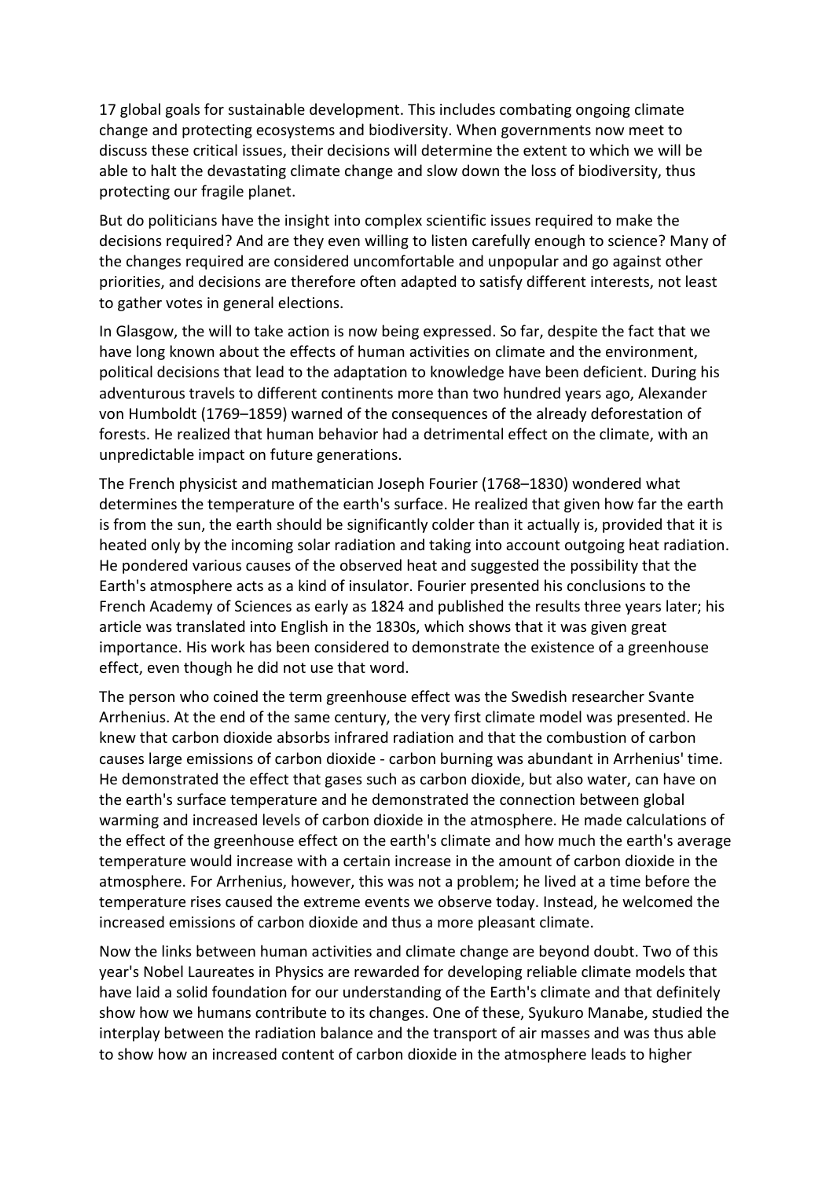17 global goals for sustainable development. This includes combating ongoing climate change and protecting ecosystems and biodiversity. When governments now meet to discuss these critical issues, their decisions will determine the extent to which we will be able to halt the devastating climate change and slow down the loss of biodiversity, thus protecting our fragile planet.

But do politicians have the insight into complex scientific issues required to make the decisions required? And are they even willing to listen carefully enough to science? Many of the changes required are considered uncomfortable and unpopular and go against other priorities, and decisions are therefore often adapted to satisfy different interests, not least to gather votes in general elections.

In Glasgow, the will to take action is now being expressed. So far, despite the fact that we have long known about the effects of human activities on climate and the environment, political decisions that lead to the adaptation to knowledge have been deficient. During his adventurous travels to different continents more than two hundred years ago, Alexander von Humboldt (1769–1859) warned of the consequences of the already deforestation of forests. He realized that human behavior had a detrimental effect on the climate, with an unpredictable impact on future generations.

The French physicist and mathematician Joseph Fourier (1768–1830) wondered what determines the temperature of the earth's surface. He realized that given how far the earth is from the sun, the earth should be significantly colder than it actually is, provided that it is heated only by the incoming solar radiation and taking into account outgoing heat radiation. He pondered various causes of the observed heat and suggested the possibility that the Earth's atmosphere acts as a kind of insulator. Fourier presented his conclusions to the French Academy of Sciences as early as 1824 and published the results three years later; his article was translated into English in the 1830s, which shows that it was given great importance. His work has been considered to demonstrate the existence of a greenhouse effect, even though he did not use that word.

The person who coined the term greenhouse effect was the Swedish researcher Svante Arrhenius. At the end of the same century, the very first climate model was presented. He knew that carbon dioxide absorbs infrared radiation and that the combustion of carbon causes large emissions of carbon dioxide - carbon burning was abundant in Arrhenius' time. He demonstrated the effect that gases such as carbon dioxide, but also water, can have on the earth's surface temperature and he demonstrated the connection between global warming and increased levels of carbon dioxide in the atmosphere. He made calculations of the effect of the greenhouse effect on the earth's climate and how much the earth's average temperature would increase with a certain increase in the amount of carbon dioxide in the atmosphere. For Arrhenius, however, this was not a problem; he lived at a time before the temperature rises caused the extreme events we observe today. Instead, he welcomed the increased emissions of carbon dioxide and thus a more pleasant climate.

Now the links between human activities and climate change are beyond doubt. Two of this year's Nobel Laureates in Physics are rewarded for developing reliable climate models that have laid a solid foundation for our understanding of the Earth's climate and that definitely show how we humans contribute to its changes. One of these, Syukuro Manabe, studied the interplay between the radiation balance and the transport of air masses and was thus able to show how an increased content of carbon dioxide in the atmosphere leads to higher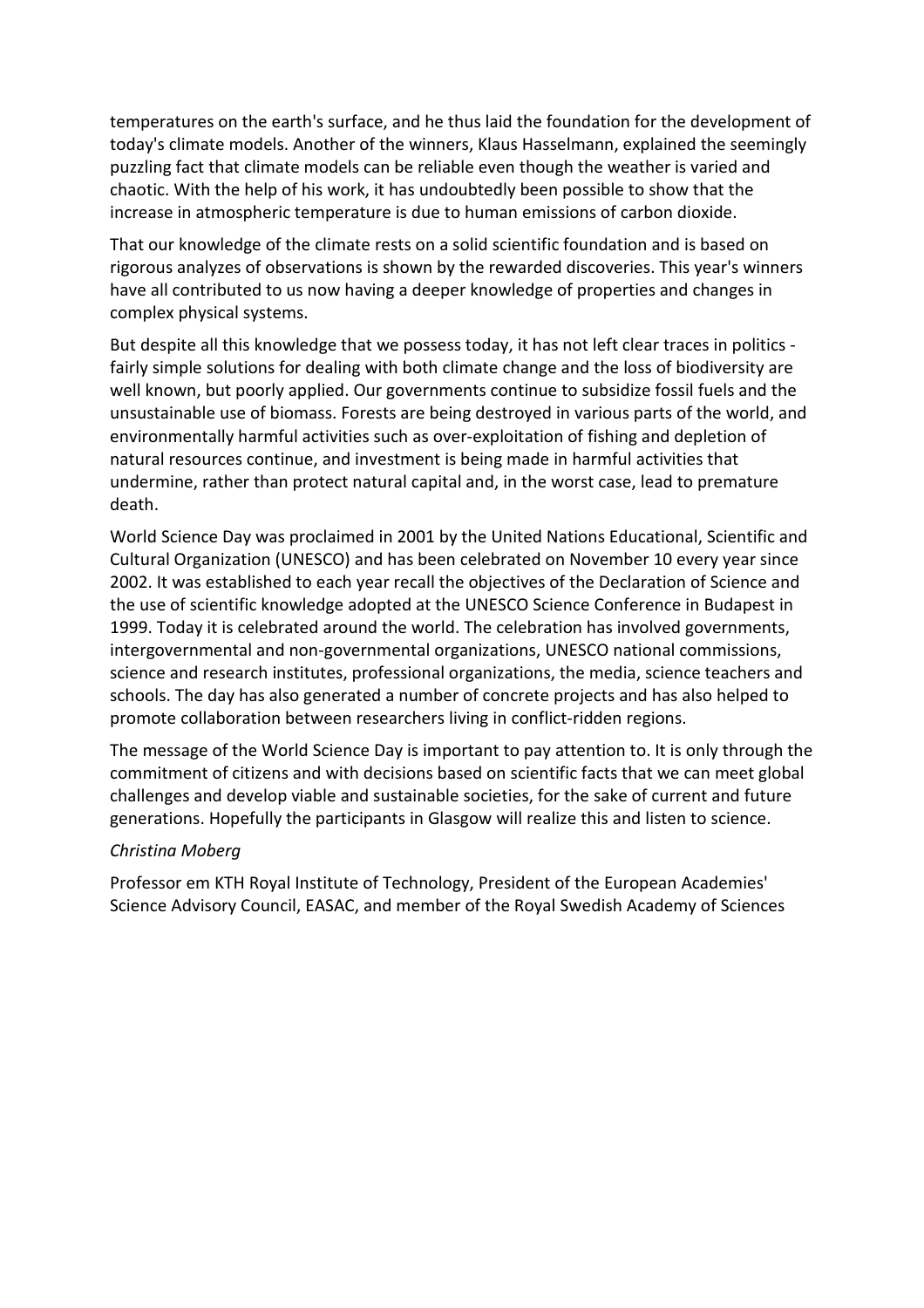temperatures on the earth's surface, and he thus laid the foundation for the development of today's climate models. Another of the winners, Klaus Hasselmann, explained the seemingly puzzling fact that climate models can be reliable even though the weather is varied and chaotic. With the help of his work, it has undoubtedly been possible to show that the increase in atmospheric temperature is due to human emissions of carbon dioxide.

That our knowledge of the climate rests on a solid scientific foundation and is based on rigorous analyzes of observations is shown by the rewarded discoveries. This year's winners have all contributed to us now having a deeper knowledge of properties and changes in complex physical systems.

But despite all this knowledge that we possess today, it has not left clear traces in politics - fairly simple solutions for dealing with both climate change and the loss of biodiversity are well known, but poorly applied. Our governments continue to subsidize fossil fuels and the unsustainable use of biomass. Forests are being destroyed in various parts of the world, and environmentally harmful activities such as over-exploitation of fishing and depletion of natural resources continue, and investment is being made in harmful activities that undermine, rather than protect natural capital and, in the worst case, lead to premature death.

World Science Day was proclaimed in 2001 by the United Nations Educational, Scientific and Cultural Organization (UNESCO) and has been celebrated on November 10 every year since 2002. It was established to each year recall the objectives of the Declaration of Science and the use of scientific knowledge adopted at the UNESCO Science Conference in Budapest in 1999. Today it is celebrated around the world. The celebration has involved governments, intergovernmental and non-governmental organizations, UNESCO national commissions, science and research institutes, professional organizations, the media, science teachers and schools. The day has also generated a number of concrete projects and has also helped to promote collaboration between researchers living in conflict-ridden regions.

The message of the World Science Day is important to pay attention to. It is only through the commitment of citizens and with decisions based on scientific facts that we can meet global challenges and develop viable and sustainable societies, for the sake of current and future generations. Hopefully the participants in Glasgow will realize this and listen to science.

*Christina Moberg*

Professor em KTH Royal Institute of Technology, President of the European Academies' Science Advisory Council, EASAC, and member of the Royal Swedish Academy of Sciences